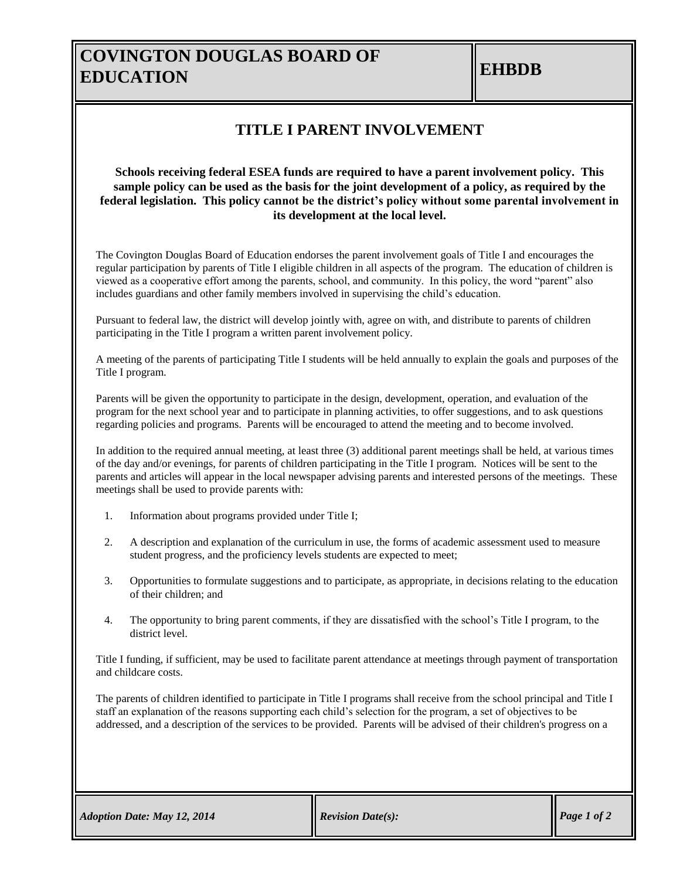# COVINGTON DOUGLAS BOARD OF EDUCATION

**EHBDB**

## TITLE I PARENT INVOLVEMENT

**Schools receiving federal ESEA funds are required to have a parent involvement policy. This sample policy can be used as the basis for the joint development of a policy, as required by the federal legislation. This policy cannot be the district's policy without some parental involvement in its development at the local level.**

The Covington Douglas Board of Education endorses the parent involvement goals of Title I and encourages the regular participation by parents of Title I eligible children in all aspects of the program. The education of children is viewed as a cooperative effort among the parents, school, and community. In this policy, the word "parent" also includes guardians and other family members involved in supervising the child's education.

Pursuant to federal law, the district will develop jointly with, agree on with, and distribute to parents of children participating in the Title I program a written parent involvement policy.

A meeting of the parents of participating Title I students will be held annually to explain the goals and purposes of the Title I program.

Parents will be given the opportunity to participate in the design, development, operation, and evaluation of the program for the next school year and to participate in planning activities, to offer suggestions, and to ask questions regarding policies and programs. Parents will be encouraged to attend the meeting and to become involved.

In addition to the required annual meeting, at least three (3) additional parent meetings shall be held, at various times of the day and/or evenings, for parents of children participating in the Title I program. Notices will be sent to the parents and articles will appear in the local newspaper advising parents and interested persons of the meetings. These meetings shall be used to provide parents with:

1. Information about programs provided under Title I;
2. A description and explanation of the curriculum in use, the forms of academic assessment used to measure student progress, and the proficiency levels students are expected to meet;
3. Opportunities to formulate suggestions and to participate, as appropriate, in decisions relating to the education of their children; and
4. The opportunity to bring parent comments, if they are dissatisfied with the school's Title I program, to the district level.

Title I funding, if sufficient, may be used to facilitate parent attendance at meetings through payment of transportation and childcare costs.

The parents of children identified to participate in Title I programs shall receive from the school principal and Title I staff an explanation of the reasons supporting each child's selection for the program, a set of objectives to be addressed, and a description of the services to be provided. Parents will be advised of their children's progress on a

*Adoption Date: May 12, 2014* | *Revision Date(s):*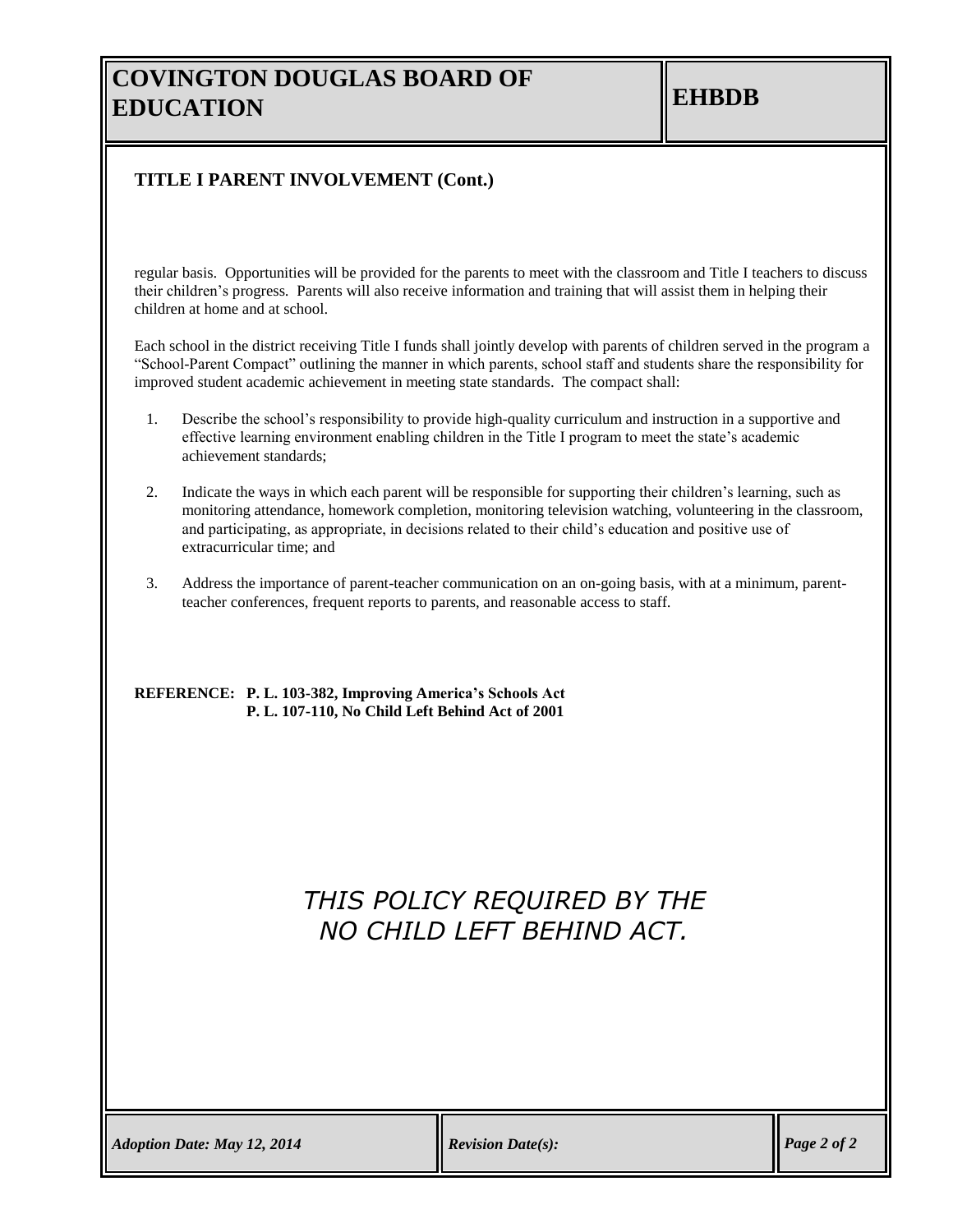## TITLE I PARENT INVOLVEMENT (Cont.)

regular basis. Opportunities will be provided for the parents to meet with the classroom and Title I teachers to discuss their children's progress. Parents will also receive information and training that will assist them in helping their children at home and at school.

Each school in the district receiving Title I funds shall jointly develop with parents of children served in the program a "School-Parent Compact" outlining the manner in which parents, school staff and students share the responsibility for improved student academic achievement in meeting state standards. The compact shall:

1. Describe the school's responsibility to provide high-quality curriculum and instruction in a supportive and effective learning environment enabling children in the Title I program to meet the state's academic achievement standards;

2. Indicate the ways in which each parent will be responsible for supporting their children's learning, such as monitoring attendance, homework completion, monitoring television watching, volunteering in the classroom, and participating, as appropriate, in decisions related to their child's education and positive use of extracurricular time; and

3. Address the importance of parent-teacher communication on an on-going basis, with at a minimum, parent-teacher conferences, frequent reports to parents, and reasonable access to staff.

**REFERENCE: P. L. 103-382, Improving America's Schools Act**
**P. L. 107-110, No Child Left Behind Act of 2001**

*THIS POLICY REQUIRED BY THE NO CHILD LEFT BEHIND ACT.*

***Adoption Date: May 12, 2014*** | ***Revision Date(s):***